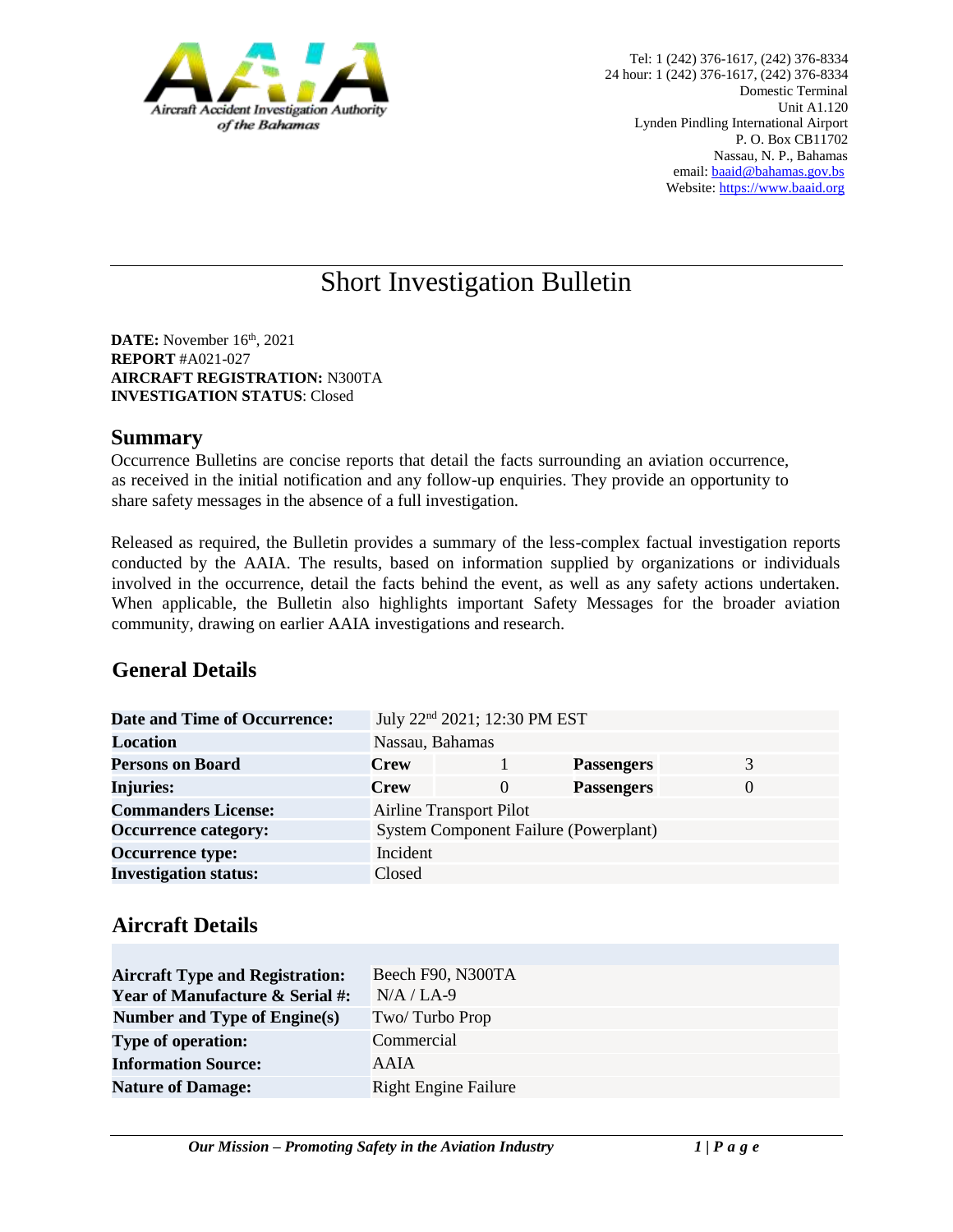Aircraft Accident Investigation Authority of the Bahamas

Tel: 1 (242) 376-1617, (242) 376-8334
24 hour: 1 (242) 376-1617, (242) 376-8334
Domestic Terminal
Unit A1.120
Lynden Pindling International Airport
P. O. Box CB11702
Nassau, N. P., Bahamas
email: baaid@bahamas.gov.bs
Website: https://www.baaid.org

# Short Investigation Bulletin

**DATE:** November 16th, 2021
**REPORT** #A021-027
**AIRCRAFT REGISTRATION:** N300TA
**INVESTIGATION STATUS**: Closed

## Summary

Occurrence Bulletins are concise reports that detail the facts surrounding an aviation occurrence, as received in the initial notification and any follow-up enquiries. They provide an opportunity to share safety messages in the absence of a full investigation.

Released as required, the Bulletin provides a summary of the less-complex factual investigation reports conducted by the AAIA. The results, based on information supplied by organizations or individuals involved in the occurrence, detail the facts behind the event, as well as any safety actions undertaken. When applicable, the Bulletin also highlights important Safety Messages for the broader aviation community, drawing on earlier AAIA investigations and research.

## General Details

| | | | | |
|---|---|---|---|---|
| **Date and Time of Occurrence:** | July 22nd 2021; 12:30 PM EST | | | |
| **Location** | Nassau, Bahamas | | | |
| **Persons on Board** | **Crew** | 1 | **Passengers** | 3 |
| **Injuries:** | **Crew** | 0 | **Passengers** | 0 |
| **Commanders License:** | Airline Transport Pilot | | | |
| **Occurrence category:** | System Component Failure (Powerplant) | | | |
| **Occurrence type:** | Incident | | | |
| **Investigation status:** | Closed | | | |

## Aircraft Details

| | |
|---|---|
| **Aircraft Type and Registration:** | Beech F90, N300TA |
| **Year of Manufacture & Serial #:** | N/A / LA-9 |
| **Number and Type of Engine(s)** | Two/ Turbo Prop |
| **Type of operation:** | Commercial |
| **Information Source:** | AAIA |
| **Nature of Damage:** | Right Engine Failure |

*Our Mission – Promoting Safety in the Aviation Industry*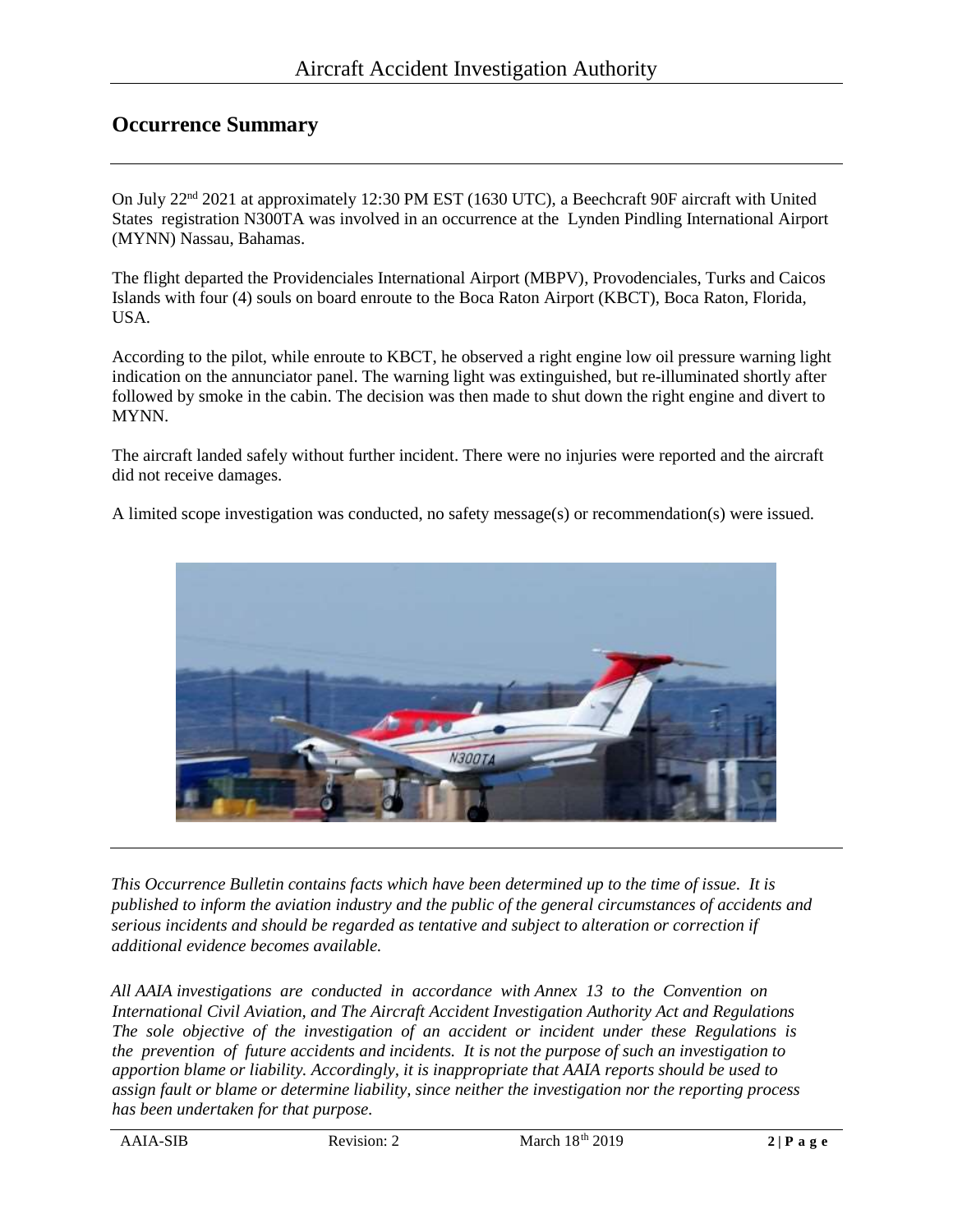## Occurrence Summary

On July 22nd 2021 at approximately 12:30 PM EST (1630 UTC), a Beechcraft 90F aircraft with United States registration N300TA was involved in an occurrence at the Lynden Pindling International Airport (MYNN) Nassau, Bahamas.

The flight departed the Providenciales International Airport (MBPV), Provodenciales, Turks and Caicos Islands with four (4) souls on board enroute to the Boca Raton Airport (KBCT), Boca Raton, Florida, USA.

According to the pilot, while enroute to KBCT, he observed a right engine low oil pressure warning light indication on the annunciator panel. The warning light was extinguished, but re-illuminated shortly after followed by smoke in the cabin. The decision was then made to shut down the right engine and divert to MYNN.

The aircraft landed safely without further incident. There were no injuries were reported and the aircraft did not receive damages.

A limited scope investigation was conducted, no safety message(s) or recommendation(s) were issued.

*This Occurrence Bulletin contains facts which have been determined up to the time of issue. It is published to inform the aviation industry and the public of the general circumstances of accidents and serious incidents and should be regarded as tentative and subject to alteration or correction if additional evidence becomes available.*

*All AAIA investigations are conducted in accordance with Annex 13 to the Convention on International Civil Aviation, and The Aircraft Accident Investigation Authority Act and Regulations The sole objective of the investigation of an accident or incident under these Regulations is the prevention of future accidents and incidents. It is not the purpose of such an investigation to apportion blame or liability. Accordingly, it is inappropriate that AAIA reports should be used to assign fault or blame or determine liability, since neither the investigation nor the reporting process has been undertaken for that purpose.*